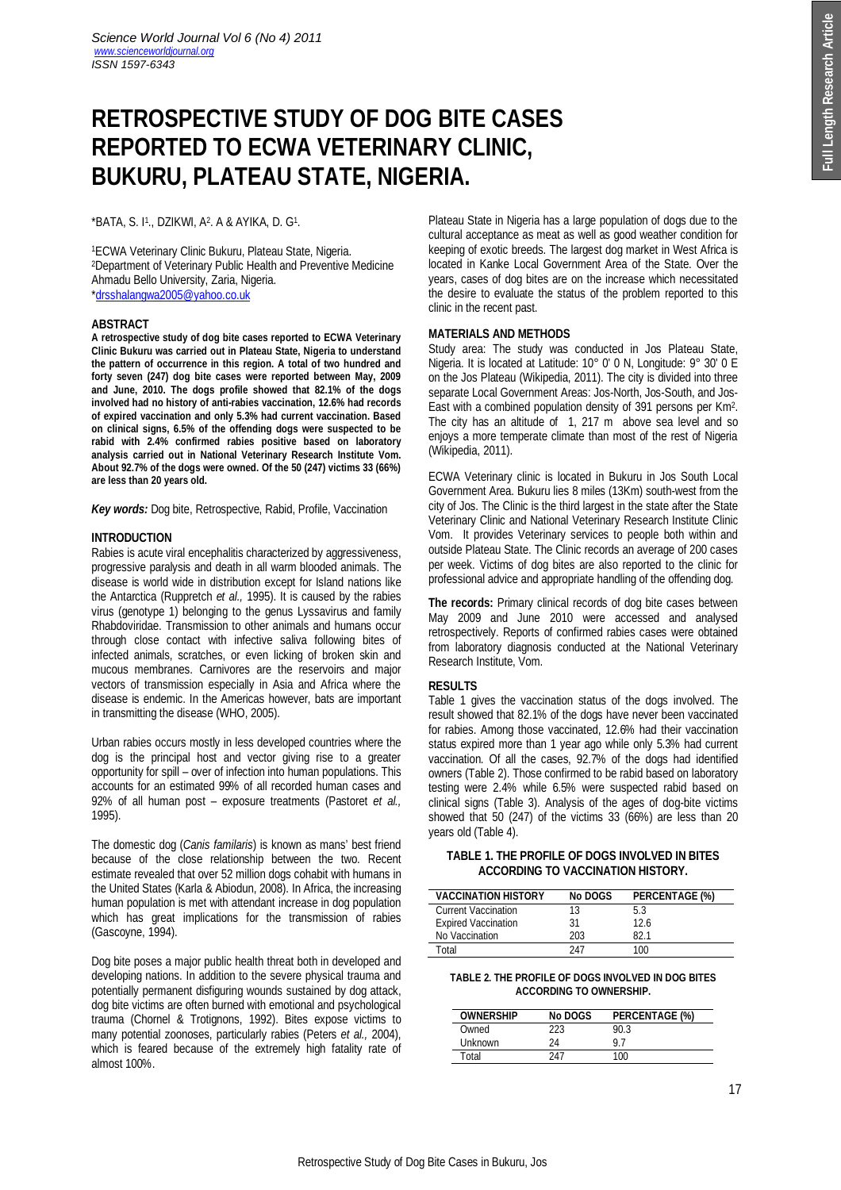# RETROSPECTIVE STUDY OF DOG BITE CASES REPORTED TO ECWA VETERINARY CLINIC, BUKURU, PLATEAU STATE, NIGERIA.

*BATA, S. I[1]., DZIKWI, A[2]. A & AYIKA, D. G[1].

[1]ECWA Veterinary Clinic Bukuru, Plateau State, Nigeria.
[2]Department of Veterinary Public Health and Preventive Medicine Ahmadu Bello University, Zaria, Nigeria.
*drsshalangwa2005@yahoo.co.uk

## ABSTRACT

**A retrospective study of dog bite cases reported to ECWA Veterinary Clinic Bukuru was carried out in Plateau State, Nigeria to understand the pattern of occurrence in this region. A total of two hundred and forty seven (247) dog bite cases were reported between May, 2009 and June, 2010. The dogs profile showed that 82.1% of the dogs involved had no history of anti-rabies vaccination, 12.6% had records of expired vaccination and only 5.3% had current vaccination. Based on clinical signs, 6.5% of the offending dogs were suspected to be rabid with 2.4% confirmed rabies positive based on laboratory analysis carried out in National Veterinary Research Institute Vom. About 92.7% of the dogs were owned. Of the 50 (247) victims 33 (66%) are less than 20 years old.**

***Key words:*** Dog bite, Retrospective, Rabid, Profile, Vaccination

## INTRODUCTION

Rabies is acute viral encephalitis characterized by aggressiveness, progressive paralysis and death in all warm blooded animals. The disease is world wide in distribution except for Island nations like the Antarctica (Ruppretch *et al.,* 1995). It is caused by the rabies virus (genotype 1) belonging to the genus Lyssavirus and family Rhabdoviridae. Transmission to other animals and humans occur through close contact with infective saliva following bites of infected animals, scratches, or even licking of broken skin and mucous membranes. Carnivores are the reservoirs and major vectors of transmission especially in Asia and Africa where the disease is endemic. In the Americas however, bats are important in transmitting the disease (WHO, 2005).

Urban rabies occurs mostly in less developed countries where the dog is the principal host and vector giving rise to a greater opportunity for spill – over of infection into human populations. This accounts for an estimated 99% of all recorded human cases and 92% of all human post – exposure treatments (Pastoret *et al.,* 1995).

The domestic dog (*Canis familaris*) is known as mans' best friend because of the close relationship between the two. Recent estimate revealed that over 52 million dogs cohabit with humans in the United States (Karla & Abiodun, 2008). In Africa, the increasing human population is met with attendant increase in dog population which has great implications for the transmission of rabies (Gascoyne, 1994).

Dog bite poses a major public health threat both in developed and developing nations. In addition to the severe physical trauma and potentially permanent disfiguring wounds sustained by dog attack, dog bite victims are often burned with emotional and psychological trauma (Chornel & Trotignons, 1992). Bites expose victims to many potential zoonoses, particularly rabies (Peters *et al.,* 2004), which is feared because of the extremely high fatality rate of almost 100%.

Plateau State in Nigeria has a large population of dogs due to the cultural acceptance as meat as well as good weather condition for keeping of exotic breeds. The largest dog market in West Africa is located in Kanke Local Government Area of the State. Over the years, cases of dog bites are on the increase which necessitated the desire to evaluate the status of the problem reported to this clinic in the recent past.

## MATERIALS AND METHODS

Study area: The study was conducted in Jos Plateau State, Nigeria. It is located at Latitude: 10° 0' 0 N, Longitude: 9° 30' 0 E on the Jos Plateau (Wikipedia, 2011). The city is divided into three separate Local Government Areas: Jos-North, Jos-South, and Jos-East with a combined population density of 391 persons per Km$^2$. The city has an altitude of 1, 217 m above sea level and so enjoys a more temperate climate than most of the rest of Nigeria (Wikipedia, 2011).

ECWA Veterinary clinic is located in Bukuru in Jos South Local Government Area. Bukuru lies 8 miles (13Km) south-west from the city of Jos. The Clinic is the third largest in the state after the State Veterinary Clinic and National Veterinary Research Institute Clinic Vom. It provides Veterinary services to people both within and outside Plateau State. The Clinic records an average of 200 cases per week. Victims of dog bites are also reported to the clinic for professional advice and appropriate handling of the offending dog.

**The records:** Primary clinical records of dog bite cases between May 2009 and June 2010 were accessed and analysed retrospectively. Reports of confirmed rabies cases were obtained from laboratory diagnosis conducted at the National Veterinary Research Institute, Vom.

## RESULTS

Table 1 gives the vaccination status of the dogs involved. The result showed that 82.1% of the dogs have never been vaccinated for rabies. Among those vaccinated, 12.6% had their vaccination status expired more than 1 year ago while only 5.3% had current vaccination. Of all the cases, 92.7% of the dogs had identified owners (Table 2). Those confirmed to be rabid based on laboratory testing were 2.4% while 6.5% were suspected rabid based on clinical signs (Table 3). Analysis of the ages of dog-bite victims showed that 50 (247) of the victims 33 (66%) are less than 20 years old (Table 4).

**TABLE 1. THE PROFILE OF DOGS INVOLVED IN BITES ACCORDING TO VACCINATION HISTORY.**

| VACCINATION HISTORY | No DOGS | PERCENTAGE (%) |
|---|---|---|
| Current Vaccination | 13 | 5.3 |
| Expired Vaccination | 31 | 12.6 |
| No Vaccination | 203 | 82.1 |
| Total | 247 | 100 |

**TABLE 2. THE PROFILE OF DOGS INVOLVED IN DOG BITES ACCORDING TO OWNERSHIP.**

| OWNERSHIP | No DOGS | PERCENTAGE (%) |
|---|---|---|
| Owned | 223 | 90.3 |
| Unknown | 24 | 9.7 |
| Total | 247 | 100 |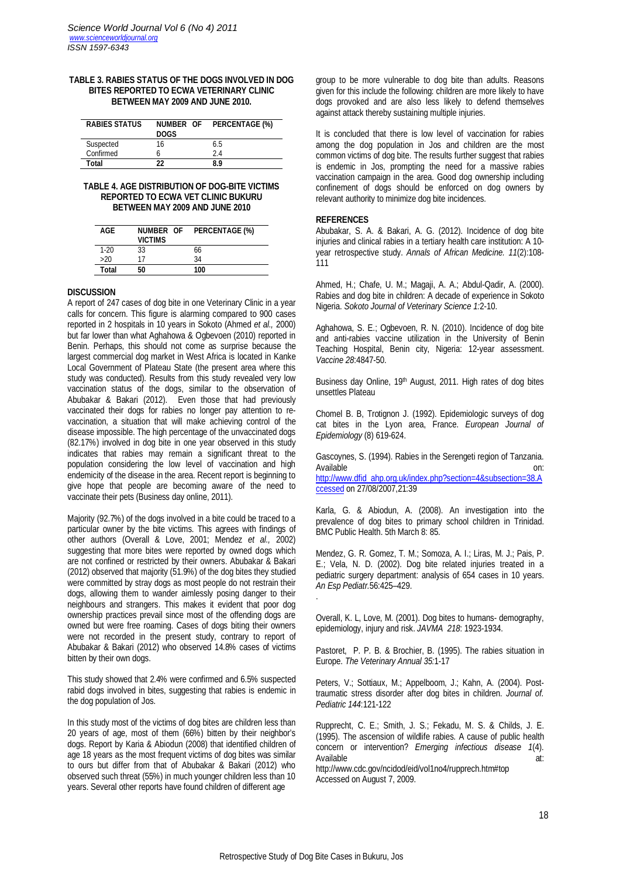**TABLE 3. RABIES STATUS OF THE DOGS INVOLVED IN DOG BITES REPORTED TO ECWA VETERINARY CLINIC BETWEEN MAY 2009 AND JUNE 2010.**

| RABIES STATUS | NUMBER OF DOGS | PERCENTAGE (%) |
|---|---|---|
| Suspected | 16 | 6.5 |
| Confirmed | 6 | 2.4 |
| **Total** | **22** | **8.9** |

**TABLE 4. AGE DISTRIBUTION OF DOG-BITE VICTIMS REPORTED TO ECWA VET CLINIC BUKURU BETWEEN MAY 2009 AND JUNE 2010**

| AGE | NUMBER OF VICTIMS | PERCENTAGE (%) |
|---|---|---|
| 1-20 | 33 | 66 |
| >20 | 17 | 34 |
| **Total** | **50** | **100** |

## DISCUSSION

A report of 247 cases of dog bite in one Veterinary Clinic in a year calls for concern. This figure is alarming compared to 900 cases reported in 2 hospitals in 10 years in Sokoto (Ahmed *et al.,* 2000) but far lower than what Aghahowa & Ogbevoen (2010) reported in Benin. Perhaps, this should not come as surprise because the largest commercial dog market in West Africa is located in Kanke Local Government of Plateau State (the present area where this study was conducted). Results from this study revealed very low vaccination status of the dogs, similar to the observation of Abubakar & Bakari (2012). Even those that had previously vaccinated their dogs for rabies no longer pay attention to re-vaccination, a situation that will make achieving control of the disease impossible. The high percentage of the unvaccinated dogs (82.17%) involved in dog bite in one year observed in this study indicates that rabies may remain a significant threat to the population considering the low level of vaccination and high endemicity of the disease in the area. Recent report is beginning to give hope that people are becoming aware of the need to vaccinate their pets (Business day online, 2011).

Majority (92.7%) of the dogs involved in a bite could be traced to a particular owner by the bite victims. This agrees with findings of other authors (Overall & Love, 2001; Mendez *et al.,* 2002) suggesting that more bites were reported by owned dogs which are not confined or restricted by their owners. Abubakar & Bakari (2012) observed that majority (51.9%) of the dog bites they studied were committed by stray dogs as most people do not restrain their dogs, allowing them to wander aimlessly posing danger to their neighbours and strangers. This makes it evident that poor dog ownership practices prevail since most of the offending dogs are owned but were free roaming. Cases of dogs biting their owners were not recorded in the present study, contrary to report of Abubakar & Bakari (2012) who observed 14.8% cases of victims bitten by their own dogs.

This study showed that 2.4% were confirmed and 6.5% suspected rabid dogs involved in bites, suggesting that rabies is endemic in the dog population of Jos.

In this study most of the victims of dog bites are children less than 20 years of age, most of them (66%) bitten by their neighbor's dogs. Report by Karia & Abiodun (2008) that identified children of age 18 years as the most frequent victims of dog bites was similar to ours but differ from that of Abubakar & Bakari (2012) who observed such threat (55%) in much younger children less than 10 years. Several other reports have found children of different age group to be more vulnerable to dog bite than adults. Reasons given for this include the following: children are more likely to have dogs provoked and are also less likely to defend themselves against attack thereby sustaining multiple injuries.

It is concluded that there is low level of vaccination for rabies among the dog population in Jos and children are the most common victims of dog bite. The results further suggest that rabies is endemic in Jos, prompting the need for a massive rabies vaccination campaign in the area. Good dog ownership including confinement of dogs should be enforced on dog owners by relevant authority to minimize dog bite incidences.

## REFERENCES

Abubakar, S. A. & Bakari, A. G. (2012). Incidence of dog bite injuries and clinical rabies in a tertiary health care institution: A 10-year retrospective study. *Annals of African Medicine. 11*(2):108-111

Ahmed, H.; Chafe, U. M.; Magaji, A. A.; Abdul-Qadir, A. (2000). Rabies and dog bite in children: A decade of experience in Sokoto Nigeria. *Sokoto Journal of Veterinary Science 1:*2-10.

Aghahowa, S. E.; Ogbevoen, R. N. (2010). Incidence of dog bite and anti-rabies vaccine utilization in the University of Benin Teaching Hospital, Benin city, Nigeria: 12-year assessment. *Vaccine 28*:4847-50.

Business day Online, 19th August, 2011. High rates of dog bites unsettles Plateau

Chomel B. B, Trotignon J. (1992). Epidemiologic surveys of dog cat bites in the Lyon area, France. *European Journal of Epidemiology* (8) 619-624.

Gascoynes, S. (1994). Rabies in the Serengeti region of Tanzania. Available on: http://www.dfid_ahp.org.uk/index.php?section=4&subsection=38.Accessed on 27/08/2007,21:39

Karla, G. & Abiodun, A. (2008). An investigation into the prevalence of dog bites to primary school children in Trinidad. BMC Public Health. 5th March 8: 85.

Mendez, G. R. Gomez, T. M.; Somoza, A. I.; Liras, M. J.; Pais, P. E.; Vela, N. D. (2002). Dog bite related injuries treated in a pediatric surgery department: analysis of 654 cases in 10 years. *An Esp Pediatr.*56:425–429.

Overall, K. L, Love, M. (2001). Dog bites to humans- demography, epidemiology, injury and risk. *JAVMA 218*: 1923-1934.

Pastoret, P. P. B. & Brochier, B. (1995). The rabies situation in Europe. *The Veterinary Annual 35:*1-17

Peters, V.; Sottiaux, M.; Appelboom, J.; Kahn, A. (2004). Post-traumatic stress disorder after dog bites in children. *Journal of. Pediatric 144*:121-122

Rupprecht, C. E.; Smith, J. S.; Fekadu, M. S. & Childs, J. E. (1995). The ascension of wildlife rabies. A cause of public health concern or intervention? *Emerging infectious disease 1*(4). Available at: http://www.cdc.gov/ncidod/eid/vol1no4/rupprech.htm#top Accessed on August 7, 2009.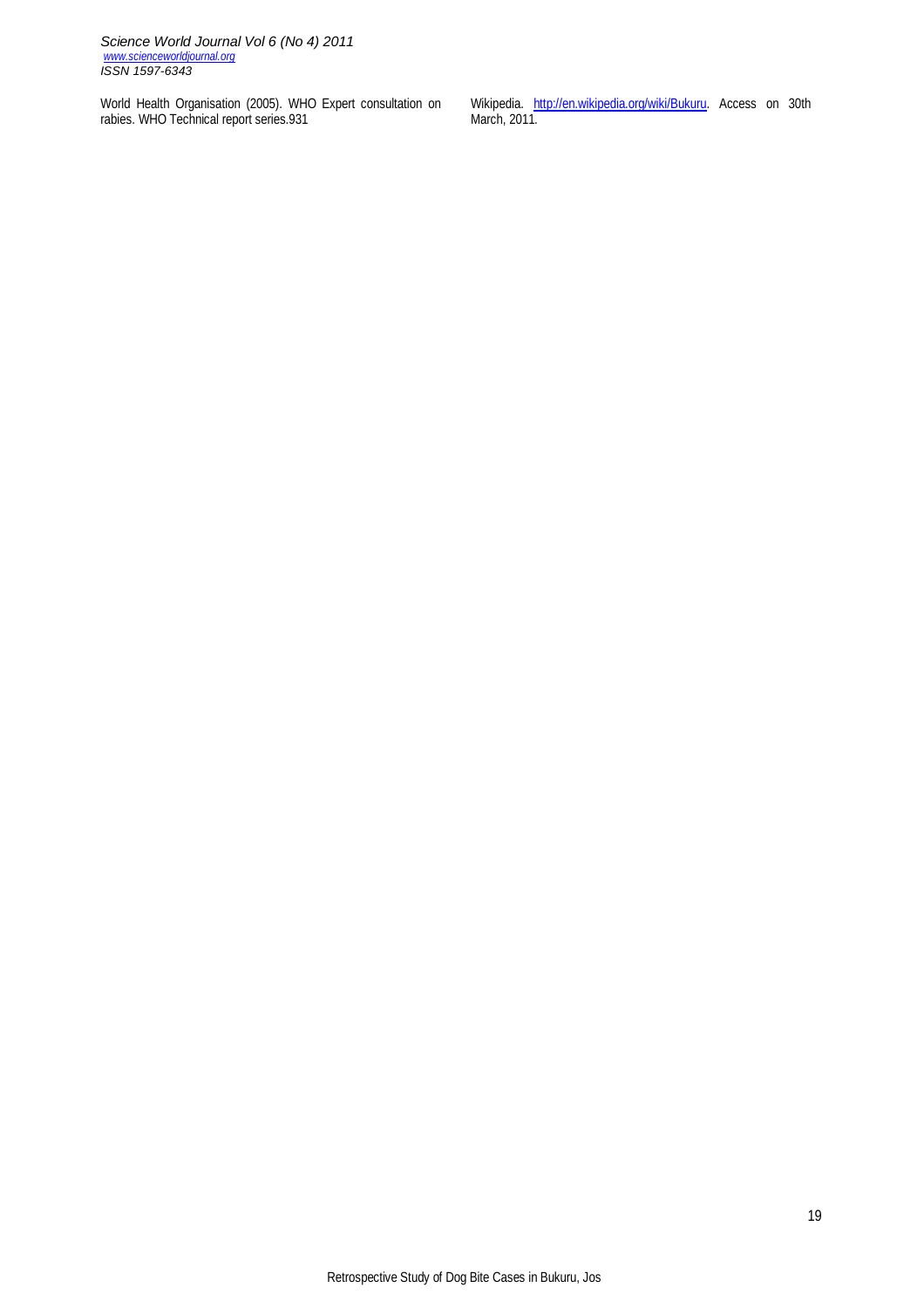World Health Organisation (2005). WHO Expert consultation on rabies. WHO Technical report series.931

Wikipedia. http://en.wikipedia.org/wiki/Bukuru. Access on 30th March, 2011.